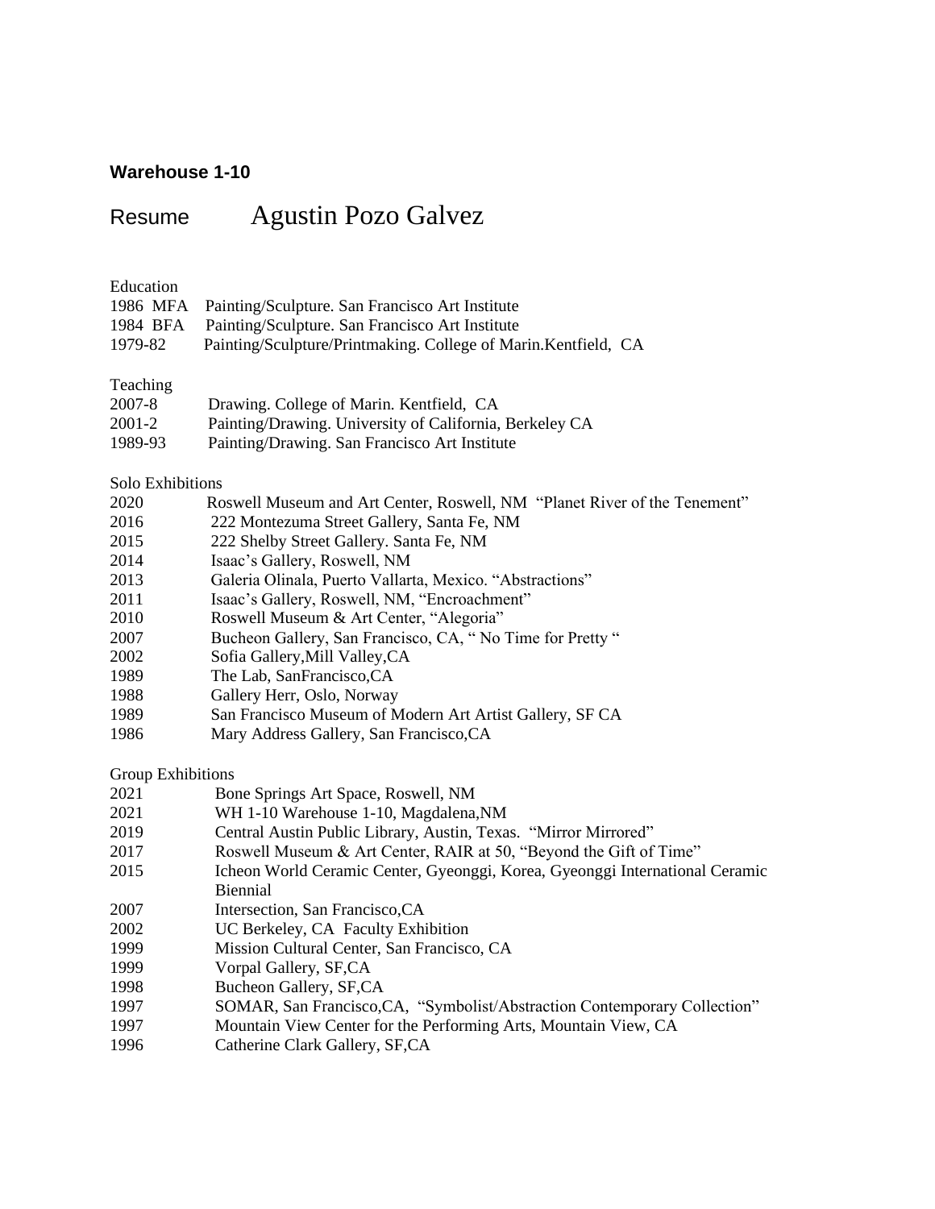**Warehouse 1-10**

# Resume Agustin Pozo Galvez

## Education

- 1986 MFA Painting/Sculpture. San Francisco Art Institute
- 1984 BFA Painting/Sculpture. San Francisco Art Institute
- 1979-82 Painting/Sculpture/Printmaking. College of Marin.Kentfield, CA

## Teaching

- 2007-8 Drawing. College of Marin. Kentfield, CA
- 2001-2 Painting/Drawing. University of California, Berkeley CA
- 1989-93 Painting/Drawing. San Francisco Art Institute

## Solo Exhibitions

- 2020 Roswell Museum and Art Center, Roswell, NM "Planet River of the Tenement"
- 2016 222 Montezuma Street Gallery, Santa Fe, NM
- 2015 222 Shelby Street Gallery. Santa Fe, NM
- 2014 Isaac's Gallery, Roswell, NM
- 2013 Galeria Olinala, Puerto Vallarta, Mexico. "Abstractions"
- 2011 Isaac's Gallery, Roswell, NM, "Encroachment"
- 2010 Roswell Museum & Art Center, "Alegoria"
- 2007 Bucheon Gallery, San Francisco, CA, " No Time for Pretty "
- 2002 Sofia Gallery,Mill Valley,CA
- 1989 The Lab, SanFrancisco,CA
- 1988 Gallery Herr, Oslo, Norway
- 1989 San Francisco Museum of Modern Art Artist Gallery, SF CA
- 1986 Mary Address Gallery, San Francisco,CA

## Group Exhibitions

- 2021 Bone Springs Art Space, Roswell, NM
- 2021 WH 1-10 Warehouse 1-10, Magdalena,NM
- 2019 Central Austin Public Library, Austin, Texas. "Mirror Mirrored"
- 2017 Roswell Museum & Art Center, RAIR at 50, "Beyond the Gift of Time"
- 2015 Icheon World Ceramic Center, Gyeonggi, Korea, Gyeonggi International Ceramic Biennial
- 2007 Intersection, San Francisco,CA
- 2002 UC Berkeley, CA Faculty Exhibition
- 1999 Mission Cultural Center, San Francisco, CA
- 1999 Vorpal Gallery, SF,CA
- 1998 Bucheon Gallery, SF,CA
- 1997 SOMAR, San Francisco,CA, "Symbolist/Abstraction Contemporary Collection"
- 1997 Mountain View Center for the Performing Arts, Mountain View, CA
- 1996 Catherine Clark Gallery, SF,CA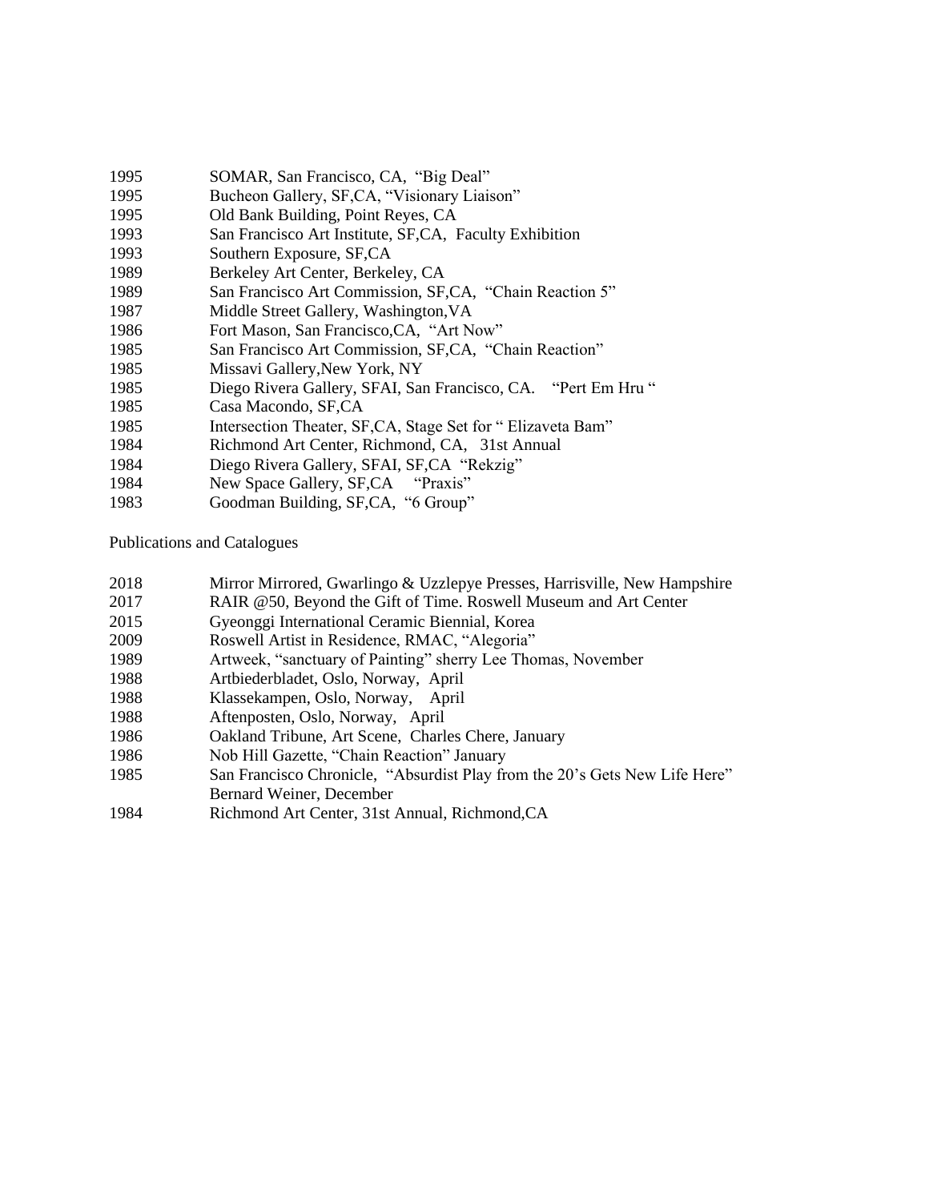1995 SOMAR, San Francisco, CA, "Big Deal"
1995 Bucheon Gallery, SF,CA, "Visionary Liaison"
1995 Old Bank Building, Point Reyes, CA
1993 San Francisco Art Institute, SF,CA, Faculty Exhibition
1993 Southern Exposure, SF,CA
1989 Berkeley Art Center, Berkeley, CA
1989 San Francisco Art Commission, SF,CA, "Chain Reaction 5"
1987 Middle Street Gallery, Washington,VA
1986 Fort Mason, San Francisco,CA, "Art Now"
1985 San Francisco Art Commission, SF,CA, "Chain Reaction"
1985 Missavi Gallery,New York, NY
1985 Diego Rivera Gallery, SFAI, San Francisco, CA. "Pert Em Hru "
1985 Casa Macondo, SF,CA
1985 Intersection Theater, SF,CA, Stage Set for " Elizaveta Bam"
1984 Richmond Art Center, Richmond, CA, 31st Annual
1984 Diego Rivera Gallery, SFAI, SF,CA "Rekzig"
1984 New Space Gallery, SF,CA "Praxis"
1983 Goodman Building, SF,CA, "6 Group"

Publications and Catalogues

2018 Mirror Mirrored, Gwarlingo & Uzzlepye Presses, Harrisville, New Hampshire
2017 RAIR @50, Beyond the Gift of Time. Roswell Museum and Art Center
2015 Gyeonggi International Ceramic Biennial, Korea
2009 Roswell Artist in Residence, RMAC, "Alegoria"
1989 Artweek, "sanctuary of Painting" sherry Lee Thomas, November
1988 Artbiederbladet, Oslo, Norway, April
1988 Klassekampen, Oslo, Norway, April
1988 Aftenposten, Oslo, Norway, April
1986 Oakland Tribune, Art Scene, Charles Chere, January
1986 Nob Hill Gazette, "Chain Reaction" January
1985 San Francisco Chronicle, "Absurdist Play from the 20's Gets New Life Here" Bernard Weiner, December
1984 Richmond Art Center, 31st Annual, Richmond,CA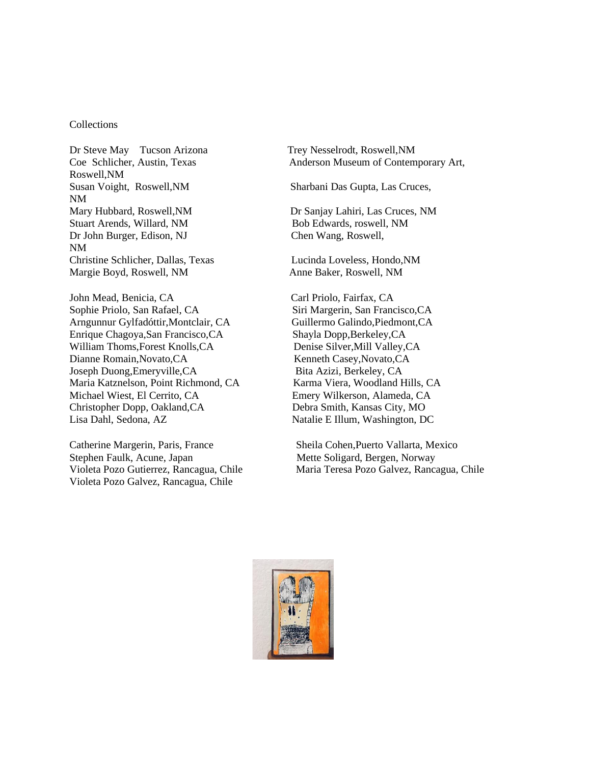Collections

Dr Steve May Tucson Arizona
Coe Schlicher, Austin, Texas
Susan Voight, Roswell,NM
Mary Hubbard, Roswell,NM
Stuart Arends, Willard, NM
Dr John Burger, Edison, NJ
Christine Schlicher, Dallas, Texas
Margie Boyd, Roswell, NM

Trey Nesselrodt, Roswell,NM
Anderson Museum of Contemporary Art, Roswell,NM
Sharbani Das Gupta, Las Cruces, NM
Dr Sanjay Lahiri, Las Cruces, NM
Bob Edwards, roswell, NM
Chen Wang, Roswell, NM
Lucinda Loveless, Hondo,NM
Anne Baker, Roswell, NM

John Mead, Benicia, CA
Sophie Priolo, San Rafael, CA
Arngunnur Gylfadóttir,Montclair, CA
Enrique Chagoya,San Francisco,CA
William Thoms,Forest Knolls,CA
Dianne Romain,Novato,CA
Joseph Duong,Emeryville,CA
Maria Katznelson, Point Richmond, CA
Michael Wiest, El Cerrito, CA
Christopher Dopp, Oakland,CA
Lisa Dahl, Sedona, AZ

Carl Priolo, Fairfax, CA
Siri Margerin, San Francisco,CA
Guillermo Galindo,Piedmont,CA
Shayla Dopp,Berkeley,CA
Denise Silver,Mill Valley,CA
Kenneth Casey,Novato,CA
Bita Azizi, Berkeley, CA
Karma Viera, Woodland Hills, CA
Emery Wilkerson, Alameda, CA
Debra Smith, Kansas City, MO
Natalie E Illum, Washington, DC

Catherine Margerin, Paris, France
Stephen Faulk, Acune, Japan
Violeta Pozo Gutierrez, Rancagua, Chile
Violeta Pozo Galvez, Rancagua, Chile

Sheila Cohen,Puerto Vallarta, Mexico
Mette Soligard, Bergen, Norway
Maria Teresa Pozo Galvez, Rancagua, Chile